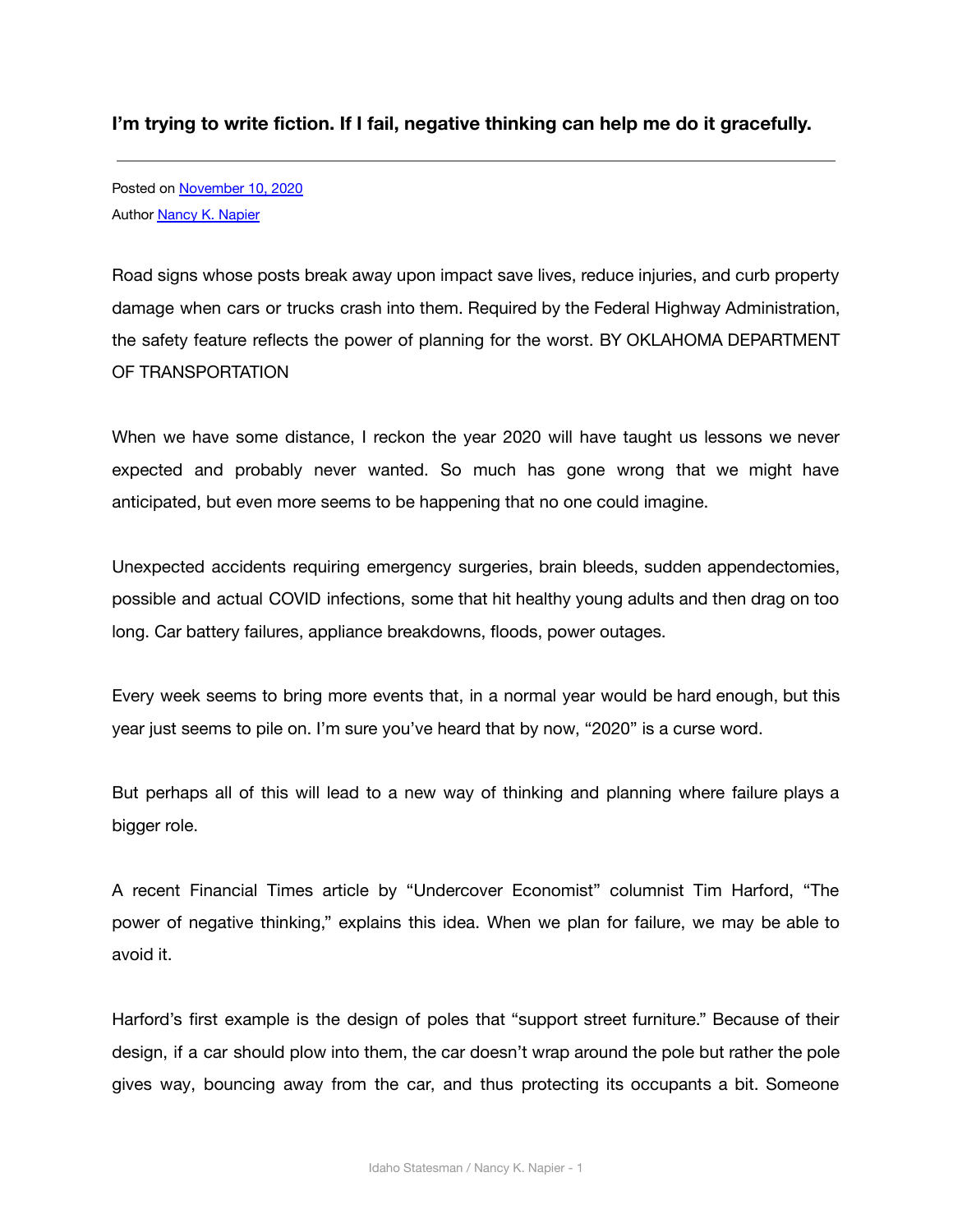# I'm trying to write fiction. If I fail, negative thinking can help me do it gracefully.

---

Posted on [November 10, 2020]
Author [Nancy K. Napier]

Road signs whose posts break away upon impact save lives, reduce injuries, and curb property damage when cars or trucks crash into them. Required by the Federal Highway Administration, the safety feature reflects the power of planning for the worst. BY OKLAHOMA DEPARTMENT OF TRANSPORTATION

When we have some distance, I reckon the year 2020 will have taught us lessons we never expected and probably never wanted. So much has gone wrong that we might have anticipated, but even more seems to be happening that no one could imagine.

Unexpected accidents requiring emergency surgeries, brain bleeds, sudden appendectomies, possible and actual COVID infections, some that hit healthy young adults and then drag on too long. Car battery failures, appliance breakdowns, floods, power outages.

Every week seems to bring more events that, in a normal year would be hard enough, but this year just seems to pile on. I'm sure you've heard that by now, "2020" is a curse word.

But perhaps all of this will lead to a new way of thinking and planning where failure plays a bigger role.

A recent Financial Times article by "Undercover Economist" columnist Tim Harford, "The power of negative thinking," explains this idea. When we plan for failure, we may be able to avoid it.

Harford's first example is the design of poles that "support street furniture." Because of their design, if a car should plow into them, the car doesn't wrap around the pole but rather the pole gives way, bouncing away from the car, and thus protecting its occupants a bit. Someone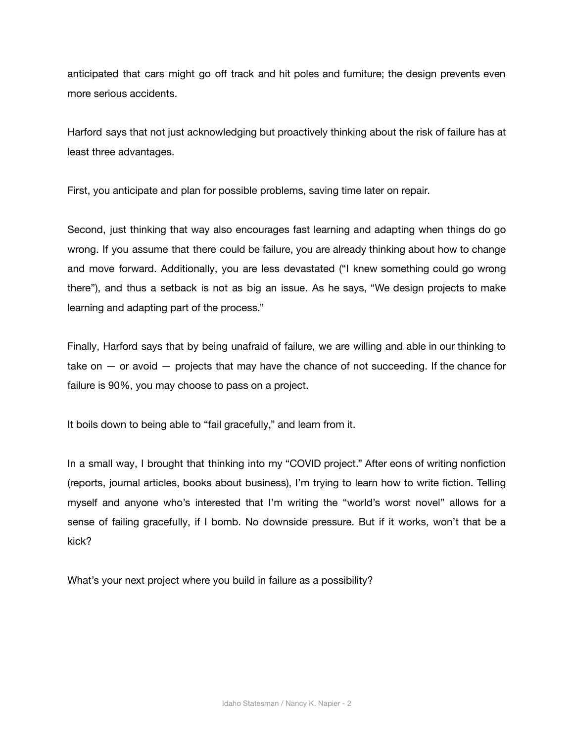anticipated that cars might go off track and hit poles and furniture; the design prevents even more serious accidents.

Harford says that not just acknowledging but proactively thinking about the risk of failure has at least three advantages.

First, you anticipate and plan for possible problems, saving time later on repair.

Second, just thinking that way also encourages fast learning and adapting when things do go wrong. If you assume that there could be failure, you are already thinking about how to change and move forward. Additionally, you are less devastated ("I knew something could go wrong there"), and thus a setback is not as big an issue. As he says, "We design projects to make learning and adapting part of the process."

Finally, Harford says that by being unafraid of failure, we are willing and able in our thinking to take on — or avoid — projects that may have the chance of not succeeding. If the chance for failure is 90%, you may choose to pass on a project.

It boils down to being able to "fail gracefully," and learn from it.

In a small way, I brought that thinking into my "COVID project." After eons of writing nonfiction (reports, journal articles, books about business), I'm trying to learn how to write fiction. Telling myself and anyone who's interested that I'm writing the "world's worst novel" allows for a sense of failing gracefully, if I bomb. No downside pressure. But if it works, won't that be a kick?

What's your next project where you build in failure as a possibility?